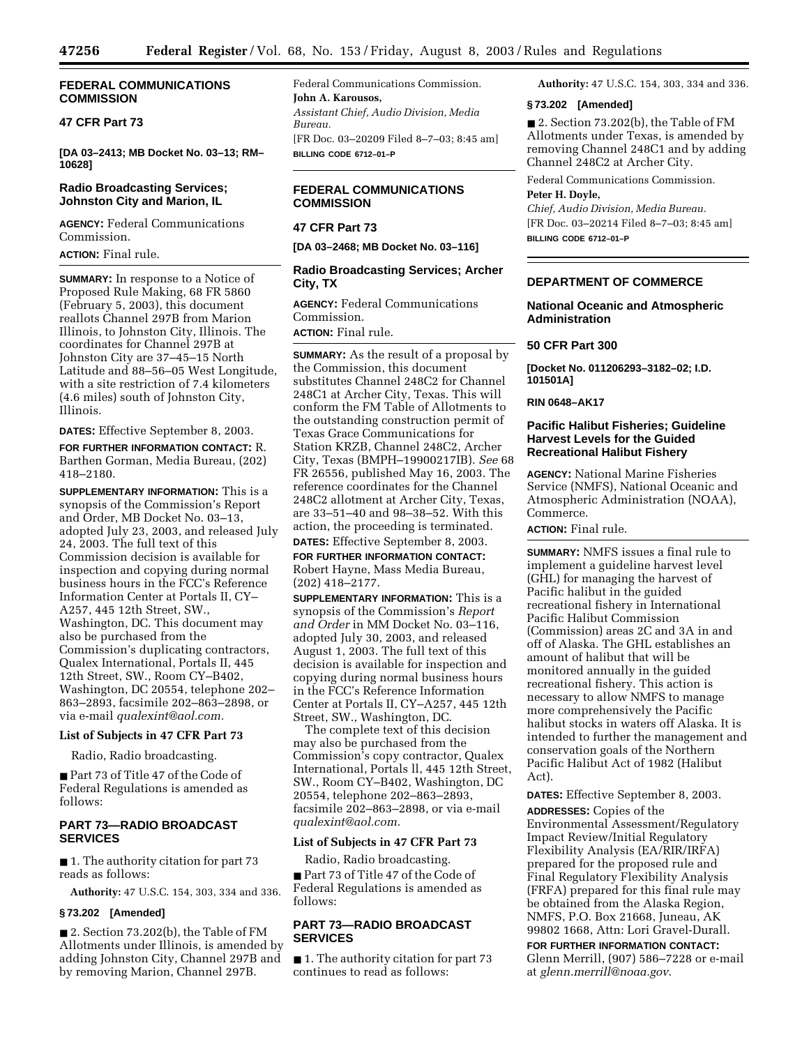## FEDERAL COMMUNICATIONS COMMISSION

### 47 CFR Part 73

**[DA 03–2413; MB Docket No. 03–13; RM–10628]**

### Radio Broadcasting Services; Johnston City and Marion, IL

**AGENCY:** Federal Communications Commission.

**ACTION:** Final rule.

**SUMMARY:** In response to a Notice of Proposed Rule Making, 68 FR 5860 (February 5, 2003), this document reallots Channel 297B from Marion Illinois, to Johnston City, Illinois. The coordinates for Channel 297B at Johnston City are 37–45–15 North Latitude and 88–56–05 West Longitude, with a site restriction of 7.4 kilometers (4.6 miles) south of Johnston City, Illinois.

**DATES:** Effective September 8, 2003.

**FOR FURTHER INFORMATION CONTACT:** R. Barthen Gorman, Media Bureau, (202) 418–2180.

**SUPPLEMENTARY INFORMATION:** This is a synopsis of the Commission's Report and Order, MB Docket No. 03–13, adopted July 23, 2003, and released July 24, 2003. The full text of this Commission decision is available for inspection and copying during normal business hours in the FCC's Reference Information Center at Portals II, CY–A257, 445 12th Street, SW., Washington, DC. This document may also be purchased from the Commission's duplicating contractors, Qualex International, Portals II, 445 12th Street, SW., Room CY–B402, Washington, DC 20554, telephone 202–863–2893, facsimile 202–863–2898, or via e-mail *qualexint@aol.com.*

#### List of Subjects in 47 CFR Part 73

Radio, Radio broadcasting.

■ Part 73 of Title 47 of the Code of Federal Regulations is amended as follows:

#### PART 73—RADIO BROADCAST SERVICES

■ 1. The authority citation for part 73 reads as follows:

**Authority:** 47 U.S.C. 154, 303, 334 and 336.

#### § 73.202 [Amended]

■ 2. Section 73.202(b), the Table of FM Allotments under Illinois, is amended by adding Johnston City, Channel 297B and by removing Marion, Channel 297B.

Federal Communications Commission.

**John A. Karousos,**

*Assistant Chief, Audio Division, Media Bureau.*

[FR Doc. 03–20209 Filed 8–7–03; 8:45 am]

**BILLING CODE 6712–01–P**

## FEDERAL COMMUNICATIONS COMMISSION

### 47 CFR Part 73

**[DA 03–2468; MB Docket No. 03–116]**

### Radio Broadcasting Services; Archer City, TX

**AGENCY:** Federal Communications Commission.

**ACTION:** Final rule.

**SUMMARY:** As the result of a proposal by the Commission, this document substitutes Channel 248C2 for Channel 248C1 at Archer City, Texas. This will conform the FM Table of Allotments to the outstanding construction permit of Texas Grace Communications for Station KRZB, Channel 248C2, Archer City, Texas (BMPH–19900217IB). *See* 68 FR 26556, published May 16, 2003. The reference coordinates for the Channel 248C2 allotment at Archer City, Texas, are 33–51–40 and 98–38–52. With this action, the proceeding is terminated.

**DATES:** Effective September 8, 2003.

**FOR FURTHER INFORMATION CONTACT:** Robert Hayne, Mass Media Bureau, (202) 418–2177.

**SUPPLEMENTARY INFORMATION:** This is a synopsis of the Commission's *Report and Order* in MM Docket No. 03–116, adopted July 30, 2003, and released August 1, 2003. The full text of this decision is available for inspection and copying during normal business hours in the FCC's Reference Information Center at Portals II, CY–A257, 445 12th Street, SW., Washington, DC.

The complete text of this decision may also be purchased from the Commission's copy contractor, Qualex International, Portals ll, 445 12th Street, SW., Room CY–B402, Washington, DC 20554, telephone 202–863–2893, facsimile 202–863–2898, or via e-mail *qualexint@aol.com.*

#### List of Subjects in 47 CFR Part 73

Radio, Radio broadcasting.

■ Part 73 of Title 47 of the Code of Federal Regulations is amended as follows:

#### PART 73—RADIO BROADCAST SERVICES

■ 1. The authority citation for part 73 continues to read as follows:

**Authority:** 47 U.S.C. 154, 303, 334 and 336.

#### § 73.202 [Amended]

■ 2. Section 73.202(b), the Table of FM Allotments under Texas, is amended by removing Channel 248C1 and by adding Channel 248C2 at Archer City.

Federal Communications Commission.

**Peter H. Doyle,**

*Chief, Audio Division, Media Bureau.*

[FR Doc. 03–20214 Filed 8–7–03; 8:45 am]

**BILLING CODE 6712–01–P**

## DEPARTMENT OF COMMERCE

### National Oceanic and Atmospheric Administration

### 50 CFR Part 300

**[Docket No. 011206293–3182–02; I.D. 101501A]**

**RIN 0648–AK17**

### Pacific Halibut Fisheries; Guideline Harvest Levels for the Guided Recreational Halibut Fishery

**AGENCY:** National Marine Fisheries Service (NMFS), National Oceanic and Atmospheric Administration (NOAA), Commerce.

**ACTION:** Final rule.

**SUMMARY:** NMFS issues a final rule to implement a guideline harvest level (GHL) for managing the harvest of Pacific halibut in the guided recreational fishery in International Pacific Halibut Commission (Commission) areas 2C and 3A in and off of Alaska. The GHL establishes an amount of halibut that will be monitored annually in the guided recreational fishery. This action is necessary to allow NMFS to manage more comprehensively the Pacific halibut stocks in waters off Alaska. It is intended to further the management and conservation goals of the Northern Pacific Halibut Act of 1982 (Halibut Act).

**DATES:** Effective September 8, 2003.

**ADDRESSES:** Copies of the Environmental Assessment/Regulatory Impact Review/Initial Regulatory Flexibility Analysis (EA/RIR/IRFA) prepared for the proposed rule and Final Regulatory Flexibility Analysis (FRFA) prepared for this final rule may be obtained from the Alaska Region, NMFS, P.O. Box 21668, Juneau, AK 99802 1668, Attn: Lori Gravel-Durall.

**FOR FURTHER INFORMATION CONTACT:** Glenn Merrill, (907) 586–7228 or e-mail at *glenn.merrill@noaa.gov*.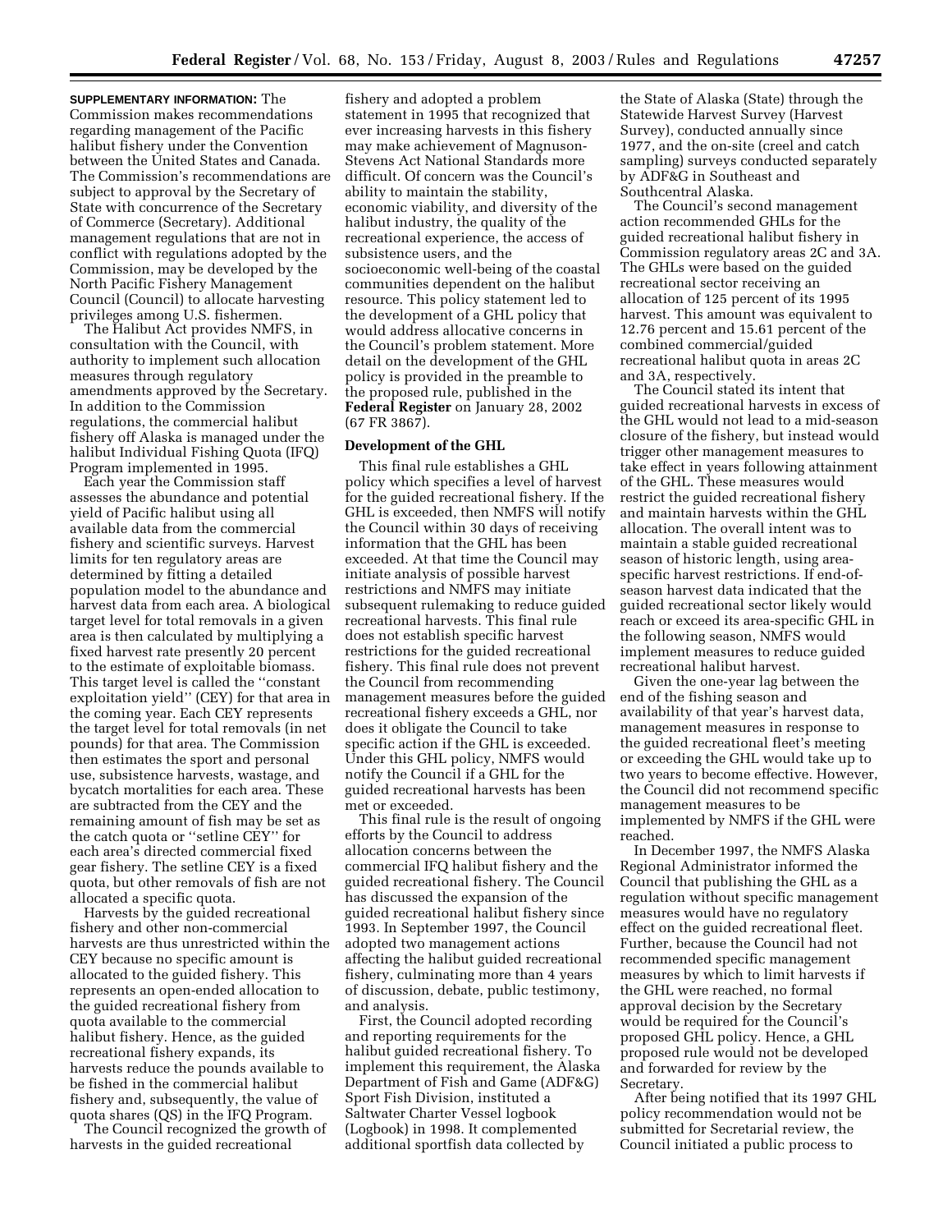**SUPPLEMENTARY INFORMATION:** The Commission makes recommendations regarding management of the Pacific halibut fishery under the Convention between the United States and Canada. The Commission's recommendations are subject to approval by the Secretary of State with concurrence of the Secretary of Commerce (Secretary). Additional management regulations that are not in conflict with regulations adopted by the Commission, may be developed by the North Pacific Fishery Management Council (Council) to allocate harvesting privileges among U.S. fishermen.

The Halibut Act provides NMFS, in consultation with the Council, with authority to implement such allocation measures through regulatory amendments approved by the Secretary. In addition to the Commission regulations, the commercial halibut fishery off Alaska is managed under the halibut Individual Fishing Quota (IFQ) Program implemented in 1995.

Each year the Commission staff assesses the abundance and potential yield of Pacific halibut using all available data from the commercial fishery and scientific surveys. Harvest limits for ten regulatory areas are determined by fitting a detailed population model to the abundance and harvest data from each area. A biological target level for total removals in a given area is then calculated by multiplying a fixed harvest rate presently 20 percent to the estimate of exploitable biomass. This target level is called the ''constant exploitation yield'' (CEY) for that area in the coming year. Each CEY represents the target level for total removals (in net pounds) for that area. The Commission then estimates the sport and personal use, subsistence harvests, wastage, and bycatch mortalities for each area. These are subtracted from the CEY and the remaining amount of fish may be set as the catch quota or ''setline CEY'' for each area's directed commercial fixed gear fishery. The setline CEY is a fixed quota, but other removals of fish are not allocated a specific quota.

Harvests by the guided recreational fishery and other non-commercial harvests are thus unrestricted within the CEY because no specific amount is allocated to the guided fishery. This represents an open-ended allocation to the guided recreational fishery from quota available to the commercial halibut fishery. Hence, as the guided recreational fishery expands, its harvests reduce the pounds available to be fished in the commercial halibut fishery and, subsequently, the value of quota shares (QS) in the IFQ Program.

The Council recognized the growth of harvests in the guided recreational fishery and adopted a problem statement in 1995 that recognized that ever increasing harvests in this fishery may make achievement of Magnuson-Stevens Act National Standards more difficult. Of concern was the Council's ability to maintain the stability, economic viability, and diversity of the halibut industry, the quality of the recreational experience, the access of subsistence users, and the socioeconomic well-being of the coastal communities dependent on the halibut resource. This policy statement led to the development of a GHL policy that would address allocative concerns in the Council's problem statement. More detail on the development of the GHL policy is provided in the preamble to the proposed rule, published in the **Federal Register** on January 28, 2002 (67 FR 3867).

**Development of the GHL**

This final rule establishes a GHL policy which specifies a level of harvest for the guided recreational fishery. If the GHL is exceeded, then NMFS will notify the Council within 30 days of receiving information that the GHL has been exceeded. At that time the Council may initiate analysis of possible harvest restrictions and NMFS may initiate subsequent rulemaking to reduce guided recreational harvests. This final rule does not establish specific harvest restrictions for the guided recreational fishery. This final rule does not prevent the Council from recommending management measures before the guided recreational fishery exceeds a GHL, nor does it obligate the Council to take specific action if the GHL is exceeded. Under this GHL policy, NMFS would notify the Council if a GHL for the guided recreational harvests has been met or exceeded.

This final rule is the result of ongoing efforts by the Council to address allocation concerns between the commercial IFQ halibut fishery and the guided recreational fishery. The Council has discussed the expansion of the guided recreational halibut fishery since 1993. In September 1997, the Council adopted two management actions affecting the halibut guided recreational fishery, culminating more than 4 years of discussion, debate, public testimony, and analysis.

First, the Council adopted recording and reporting requirements for the halibut guided recreational fishery. To implement this requirement, the Alaska Department of Fish and Game (ADF&G) Sport Fish Division, instituted a Saltwater Charter Vessel logbook (Logbook) in 1998. It complemented additional sportfish data collected by the State of Alaska (State) through the Statewide Harvest Survey (Harvest Survey), conducted annually since 1977, and the on-site (creel and catch sampling) surveys conducted separately by ADF&G in Southeast and Southcentral Alaska.

The Council's second management action recommended GHLs for the guided recreational halibut fishery in Commission regulatory areas 2C and 3A. The GHLs were based on the guided recreational sector receiving an allocation of 125 percent of its 1995 harvest. This amount was equivalent to 12.76 percent and 15.61 percent of the combined commercial/guided recreational halibut quota in areas 2C and 3A, respectively.

The Council stated its intent that guided recreational harvests in excess of the GHL would not lead to a mid-season closure of the fishery, but instead would trigger other management measures to take effect in years following attainment of the GHL. These measures would restrict the guided recreational fishery and maintain harvests within the GHL allocation. The overall intent was to maintain a stable guided recreational season of historic length, using area-specific harvest restrictions. If end-of-season harvest data indicated that the guided recreational sector likely would reach or exceed its area-specific GHL in the following season, NMFS would implement measures to reduce guided recreational halibut harvest.

Given the one-year lag between the end of the fishing season and availability of that year's harvest data, management measures in response to the guided recreational fleet's meeting or exceeding the GHL would take up to two years to become effective. However, the Council did not recommend specific management measures to be implemented by NMFS if the GHL were reached.

In December 1997, the NMFS Alaska Regional Administrator informed the Council that publishing the GHL as a regulation without specific management measures would have no regulatory effect on the guided recreational fleet. Further, because the Council had not recommended specific management measures by which to limit harvests if the GHL were reached, no formal approval decision by the Secretary would be required for the Council's proposed GHL policy. Hence, a GHL proposed rule would not be developed and forwarded for review by the Secretary.

After being notified that its 1997 GHL policy recommendation would not be submitted for Secretarial review, the Council initiated a public process to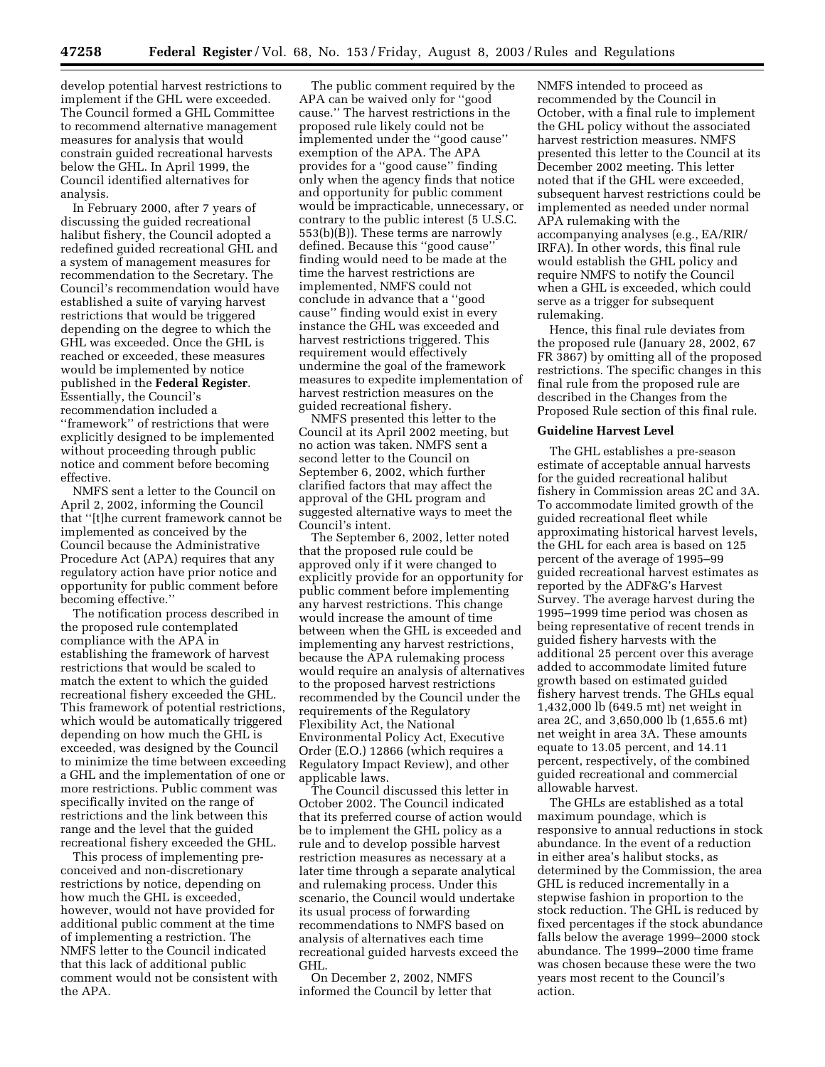develop potential harvest restrictions to implement if the GHL were exceeded. The Council formed a GHL Committee to recommend alternative management measures for analysis that would constrain guided recreational harvests below the GHL. In April 1999, the Council identified alternatives for analysis.

In February 2000, after 7 years of discussing the guided recreational halibut fishery, the Council adopted a redefined guided recreational GHL and a system of management measures for recommendation to the Secretary. The Council's recommendation would have established a suite of varying harvest restrictions that would be triggered depending on the degree to which the GHL was exceeded. Once the GHL is reached or exceeded, these measures would be implemented by notice published in the **Federal Register**. Essentially, the Council's recommendation included a ''framework'' of restrictions that were explicitly designed to be implemented without proceeding through public notice and comment before becoming effective.

NMFS sent a letter to the Council on April 2, 2002, informing the Council that ''[t]he current framework cannot be implemented as conceived by the Council because the Administrative Procedure Act (APA) requires that any regulatory action have prior notice and opportunity for public comment before becoming effective.''

The notification process described in the proposed rule contemplated compliance with the APA in establishing the framework of harvest restrictions that would be scaled to match the extent to which the guided recreational fishery exceeded the GHL. This framework of potential restrictions, which would be automatically triggered depending on how much the GHL is exceeded, was designed by the Council to minimize the time between exceeding a GHL and the implementation of one or more restrictions. Public comment was specifically invited on the range of restrictions and the link between this range and the level that the guided recreational fishery exceeded the GHL.

This process of implementing pre-conceived and non-discretionary restrictions by notice, depending on how much the GHL is exceeded, however, would not have provided for additional public comment at the time of implementing a restriction. The NMFS letter to the Council indicated that this lack of additional public comment would not be consistent with the APA.

The public comment required by the APA can be waived only for ''good cause.'' The harvest restrictions in the proposed rule likely could not be implemented under the ''good cause'' exemption of the APA. The APA provides for a ''good cause'' finding only when the agency finds that notice and opportunity for public comment would be impracticable, unnecessary, or contrary to the public interest (5 U.S.C. 553(b)(B)). These terms are narrowly defined. Because this ''good cause'' finding would need to be made at the time the harvest restrictions are implemented, NMFS could not conclude in advance that a ''good cause'' finding would exist in every instance the GHL was exceeded and harvest restrictions triggered. This requirement would effectively undermine the goal of the framework measures to expedite implementation of harvest restriction measures on the guided recreational fishery.

NMFS presented this letter to the Council at its April 2002 meeting, but no action was taken. NMFS sent a second letter to the Council on September 6, 2002, which further clarified factors that may affect the approval of the GHL program and suggested alternative ways to meet the Council's intent.

The September 6, 2002, letter noted that the proposed rule could be approved only if it were changed to explicitly provide for an opportunity for public comment before implementing any harvest restrictions. This change would increase the amount of time between when the GHL is exceeded and implementing any harvest restrictions, because the APA rulemaking process would require an analysis of alternatives to the proposed harvest restrictions recommended by the Council under the requirements of the Regulatory Flexibility Act, the National Environmental Policy Act, Executive Order (E.O.) 12866 (which requires a Regulatory Impact Review), and other applicable laws.

The Council discussed this letter in October 2002. The Council indicated that its preferred course of action would be to implement the GHL policy as a rule and to develop possible harvest restriction measures as necessary at a later time through a separate analytical and rulemaking process. Under this scenario, the Council would undertake its usual process of forwarding recommendations to NMFS based on analysis of alternatives each time recreational guided harvests exceed the GHL.

On December 2, 2002, NMFS informed the Council by letter that NMFS intended to proceed as recommended by the Council in October, with a final rule to implement the GHL policy without the associated harvest restriction measures. NMFS presented this letter to the Council at its December 2002 meeting. This letter noted that if the GHL were exceeded, subsequent harvest restrictions could be implemented as needed under normal APA rulemaking with the accompanying analyses (e.g., EA/RIR/IRFA). In other words, this final rule would establish the GHL policy and require NMFS to notify the Council when a GHL is exceeded, which could serve as a trigger for subsequent rulemaking.

Hence, this final rule deviates from the proposed rule (January 28, 2002, 67 FR 3867) by omitting all of the proposed restrictions. The specific changes in this final rule from the proposed rule are described in the Changes from the Proposed Rule section of this final rule.

**Guideline Harvest Level**

The GHL establishes a pre-season estimate of acceptable annual harvests for the guided recreational halibut fishery in Commission areas 2C and 3A. To accommodate limited growth of the guided recreational fleet while approximating historical harvest levels, the GHL for each area is based on 125 percent of the average of 1995–99 guided recreational harvest estimates as reported by the ADF&G's Harvest Survey. The average harvest during the 1995–1999 time period was chosen as being representative of recent trends in guided fishery harvests with the additional 25 percent over this average added to accommodate limited future growth based on estimated guided fishery harvest trends. The GHLs equal 1,432,000 lb (649.5 mt) net weight in area 2C, and 3,650,000 lb (1,655.6 mt) net weight in area 3A. These amounts equate to 13.05 percent, and 14.11 percent, respectively, of the combined guided recreational and commercial allowable harvest.

The GHLs are established as a total maximum poundage, which is responsive to annual reductions in stock abundance. In the event of a reduction in either area's halibut stocks, as determined by the Commission, the area GHL is reduced incrementally in a stepwise fashion in proportion to the stock reduction. The GHL is reduced by fixed percentages if the stock abundance falls below the average 1999–2000 stock abundance. The 1999–2000 time frame was chosen because these were the two years most recent to the Council's action.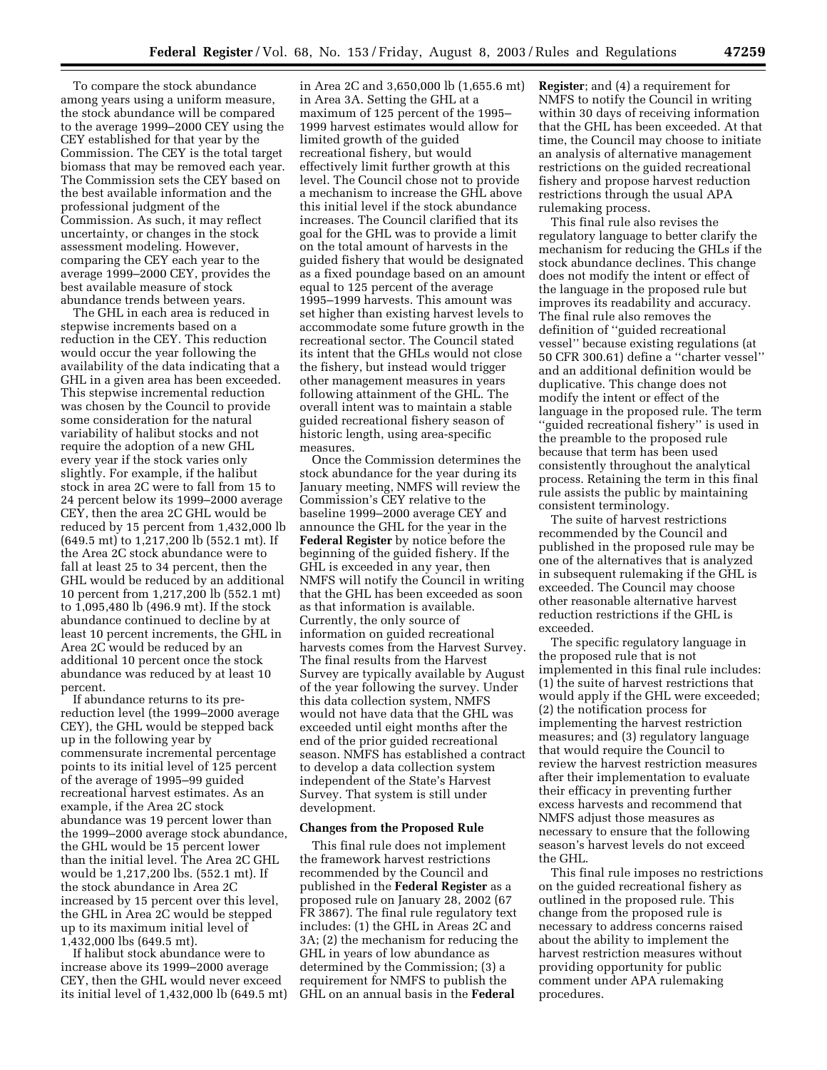To compare the stock abundance among years using a uniform measure, the stock abundance will be compared to the average 1999–2000 CEY using the CEY established for that year by the Commission. The CEY is the total target biomass that may be removed each year. The Commission sets the CEY based on the best available information and the professional judgment of the Commission. As such, it may reflect uncertainty, or changes in the stock assessment modeling. However, comparing the CEY each year to the average 1999–2000 CEY, provides the best available measure of stock abundance trends between years.

The GHL in each area is reduced in stepwise increments based on a reduction in the CEY. This reduction would occur the year following the availability of the data indicating that a GHL in a given area has been exceeded. This stepwise incremental reduction was chosen by the Council to provide some consideration for the natural variability of halibut stocks and not require the adoption of a new GHL every year if the stock varies only slightly. For example, if the halibut stock in area 2C were to fall from 15 to 24 percent below its 1999–2000 average CEY, then the area 2C GHL would be reduced by 15 percent from 1,432,000 lb (649.5 mt) to 1,217,200 lb (552.1 mt). If the Area 2C stock abundance were to fall at least 25 to 34 percent, then the GHL would be reduced by an additional 10 percent from 1,217,200 lb (552.1 mt) to 1,095,480 lb (496.9 mt). If the stock abundance continued to decline by at least 10 percent increments, the GHL in Area 2C would be reduced by an additional 10 percent once the stock abundance was reduced by at least 10 percent.

If abundance returns to its pre-reduction level (the 1999–2000 average CEY), the GHL would be stepped back up in the following year by commensurate incremental percentage points to its initial level of 125 percent of the average of 1995–99 guided recreational harvest estimates. As an example, if the Area 2C stock abundance was 19 percent lower than the 1999–2000 average stock abundance, the GHL would be 15 percent lower than the initial level. The Area 2C GHL would be 1,217,200 lbs. (552.1 mt). If the stock abundance in Area 2C increased by 15 percent over this level, the GHL in Area 2C would be stepped up to its maximum initial level of 1,432,000 lbs (649.5 mt).

If halibut stock abundance were to increase above its 1999–2000 average CEY, then the GHL would never exceed its initial level of 1,432,000 lb (649.5 mt) in Area 2C and 3,650,000 lb (1,655.6 mt) in Area 3A. Setting the GHL at a maximum of 125 percent of the 1995–1999 harvest estimates would allow for limited growth of the guided recreational fishery, but would effectively limit further growth at this level. The Council chose not to provide a mechanism to increase the GHL above this initial level if the stock abundance increases. The Council clarified that its goal for the GHL was to provide a limit on the total amount of harvests in the guided fishery that would be designated as a fixed poundage based on an amount equal to 125 percent of the average 1995–1999 harvests. This amount was set higher than existing harvest levels to accommodate some future growth in the recreational sector. The Council stated its intent that the GHLs would not close the fishery, but instead would trigger other management measures in years following attainment of the GHL. The overall intent was to maintain a stable guided recreational fishery season of historic length, using area-specific measures.

Once the Commission determines the stock abundance for the year during its January meeting, NMFS will review the Commission's CEY relative to the baseline 1999–2000 average CEY and announce the GHL for the year in the **Federal Register** by notice before the beginning of the guided fishery. If the GHL is exceeded in any year, then NMFS will notify the Council in writing that the GHL has been exceeded as soon as that information is available. Currently, the only source of information on guided recreational harvests comes from the Harvest Survey. The final results from the Harvest Survey are typically available by August of the year following the survey. Under this data collection system, NMFS would not have data that the GHL was exceeded until eight months after the end of the prior guided recreational season. NMFS has established a contract to develop a data collection system independent of the State's Harvest Survey. That system is still under development.

## Changes from the Proposed Rule

This final rule does not implement the framework harvest restrictions recommended by the Council and published in the **Federal Register** as a proposed rule on January 28, 2002 (67 FR 3867). The final rule regulatory text includes: (1) the GHL in Areas 2C and 3A; (2) the mechanism for reducing the GHL in years of low abundance as determined by the Commission; (3) a requirement for NMFS to publish the GHL on an annual basis in the **Federal Register**; and (4) a requirement for NMFS to notify the Council in writing within 30 days of receiving information that the GHL has been exceeded. At that time, the Council may choose to initiate an analysis of alternative management restrictions on the guided recreational fishery and propose harvest reduction restrictions through the usual APA rulemaking process.

This final rule also revises the regulatory language to better clarify the mechanism for reducing the GHLs if the stock abundance declines. This change does not modify the intent or effect of the language in the proposed rule but improves its readability and accuracy. The final rule also removes the definition of "guided recreational vessel" because existing regulations (at 50 CFR 300.61) define a "charter vessel" and an additional definition would be duplicative. This change does not modify the intent or effect of the language in the proposed rule. The term "guided recreational fishery" is used in the preamble to the proposed rule because that term has been used consistently throughout the analytical process. Retaining the term in this final rule assists the public by maintaining consistent terminology.

The suite of harvest restrictions recommended by the Council and published in the proposed rule may be one of the alternatives that is analyzed in subsequent rulemaking if the GHL is exceeded. The Council may choose other reasonable alternative harvest reduction restrictions if the GHL is exceeded.

The specific regulatory language in the proposed rule that is not implemented in this final rule includes: (1) the suite of harvest restrictions that would apply if the GHL were exceeded; (2) the notification process for implementing the harvest restriction measures; and (3) regulatory language that would require the Council to review the harvest restriction measures after their implementation to evaluate their efficacy in preventing further excess harvests and recommend that NMFS adjust those measures as necessary to ensure that the following season's harvest levels do not exceed the GHL.

This final rule imposes no restrictions on the guided recreational fishery as outlined in the proposed rule. This change from the proposed rule is necessary to address concerns raised about the ability to implement the harvest restriction measures without providing opportunity for public comment under APA rulemaking procedures.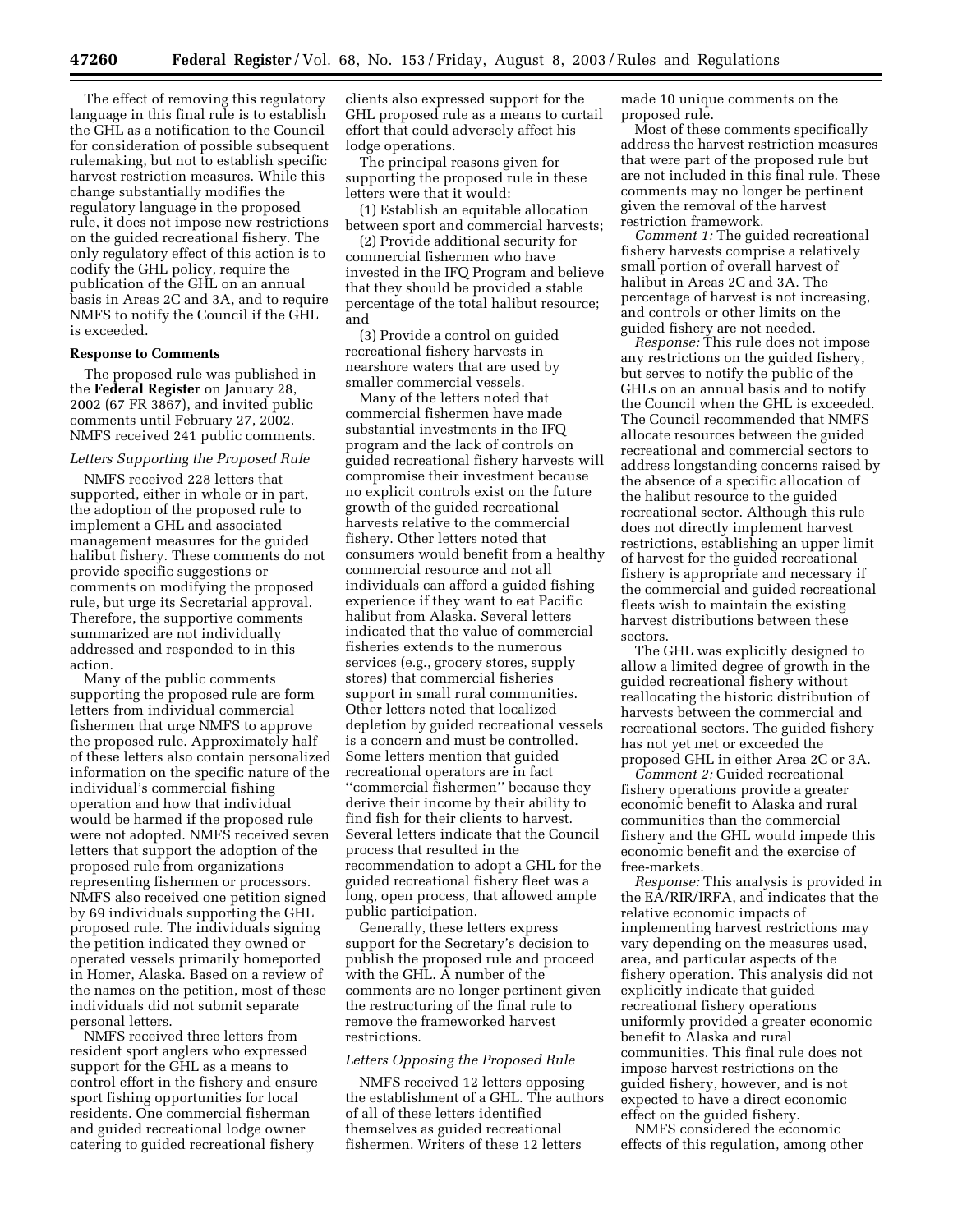The effect of removing this regulatory language in this final rule is to establish the GHL as a notification to the Council for consideration of possible subsequent rulemaking, but not to establish specific harvest restriction measures. While this change substantially modifies the regulatory language in the proposed rule, it does not impose new restrictions on the guided recreational fishery. The only regulatory effect of this action is to codify the GHL policy, require the publication of the GHL on an annual basis in Areas 2C and 3A, and to require NMFS to notify the Council if the GHL is exceeded.

**Response to Comments**

The proposed rule was published in the **Federal Register** on January 28, 2002 (67 FR 3867), and invited public comments until February 27, 2002. NMFS received 241 public comments.

*Letters Supporting the Proposed Rule*

NMFS received 228 letters that supported, either in whole or in part, the adoption of the proposed rule to implement a GHL and associated management measures for the guided halibut fishery. These comments do not provide specific suggestions or comments on modifying the proposed rule, but urge its Secretarial approval. Therefore, the supportive comments summarized are not individually addressed and responded to in this action.

Many of the public comments supporting the proposed rule are form letters from individual commercial fishermen that urge NMFS to approve the proposed rule. Approximately half of these letters also contain personalized information on the specific nature of the individual's commercial fishing operation and how that individual would be harmed if the proposed rule were not adopted. NMFS received seven letters that support the adoption of the proposed rule from organizations representing fishermen or processors. NMFS also received one petition signed by 69 individuals supporting the GHL proposed rule. The individuals signing the petition indicated they owned or operated vessels primarily homeported in Homer, Alaska. Based on a review of the names on the petition, most of these individuals did not submit separate personal letters.

NMFS received three letters from resident sport anglers who expressed support for the GHL as a means to control effort in the fishery and ensure sport fishing opportunities for local residents. One commercial fisherman and guided recreational lodge owner catering to guided recreational fishery clients also expressed support for the GHL proposed rule as a means to curtail effort that could adversely affect his lodge operations.

The principal reasons given for supporting the proposed rule in these letters were that it would:

(1) Establish an equitable allocation between sport and commercial harvests;

(2) Provide additional security for commercial fishermen who have invested in the IFQ Program and believe that they should be provided a stable percentage of the total halibut resource; and

(3) Provide a control on guided recreational fishery harvests in nearshore waters that are used by smaller commercial vessels.

Many of the letters noted that commercial fishermen have made substantial investments in the IFQ program and the lack of controls on guided recreational fishery harvests will compromise their investment because no explicit controls exist on the future growth of the guided recreational harvests relative to the commercial fishery. Other letters noted that consumers would benefit from a healthy commercial resource and not all individuals can afford a guided fishing experience if they want to eat Pacific halibut from Alaska. Several letters indicated that the value of commercial fisheries extends to the numerous services (e.g., grocery stores, supply stores) that commercial fisheries support in small rural communities. Other letters noted that localized depletion by guided recreational vessels is a concern and must be controlled. Some letters mention that guided recreational operators are in fact ''commercial fishermen'' because they derive their income by their ability to find fish for their clients to harvest. Several letters indicate that the Council process that resulted in the recommendation to adopt a GHL for the guided recreational fishery fleet was a long, open process, that allowed ample public participation.

Generally, these letters express support for the Secretary's decision to publish the proposed rule and proceed with the GHL. A number of the comments are no longer pertinent given the restructuring of the final rule to remove the frameworked harvest restrictions.

*Letters Opposing the Proposed Rule*

NMFS received 12 letters opposing the establishment of a GHL. The authors of all of these letters identified themselves as guided recreational fishermen. Writers of these 12 letters made 10 unique comments on the proposed rule.

Most of these comments specifically address the harvest restriction measures that were part of the proposed rule but are not included in this final rule. These comments may no longer be pertinent given the removal of the harvest restriction framework.

*Comment 1:* The guided recreational fishery harvests comprise a relatively small portion of overall harvest of halibut in Areas 2C and 3A. The percentage of harvest is not increasing, and controls or other limits on the guided fishery are not needed.

*Response:* This rule does not impose any restrictions on the guided fishery, but serves to notify the public of the GHLs on an annual basis and to notify the Council when the GHL is exceeded. The Council recommended that NMFS allocate resources between the guided recreational and commercial sectors to address longstanding concerns raised by the absence of a specific allocation of the halibut resource to the guided recreational sector. Although this rule does not directly implement harvest restrictions, establishing an upper limit of harvest for the guided recreational fishery is appropriate and necessary if the commercial and guided recreational fleets wish to maintain the existing harvest distributions between these sectors.

The GHL was explicitly designed to allow a limited degree of growth in the guided recreational fishery without reallocating the historic distribution of harvests between the commercial and recreational sectors. The guided fishery has not yet met or exceeded the proposed GHL in either Area 2C or 3A.

*Comment 2:* Guided recreational fishery operations provide a greater economic benefit to Alaska and rural communities than the commercial fishery and the GHL would impede this economic benefit and the exercise of free-markets.

*Response:* This analysis is provided in the EA/RIR/IRFA, and indicates that the relative economic impacts of implementing harvest restrictions may vary depending on the measures used, area, and particular aspects of the fishery operation. This analysis did not explicitly indicate that guided recreational fishery operations uniformly provided a greater economic benefit to Alaska and rural communities. This final rule does not impose harvest restrictions on the guided fishery, however, and is not expected to have a direct economic effect on the guided fishery.

NMFS considered the economic effects of this regulation, among other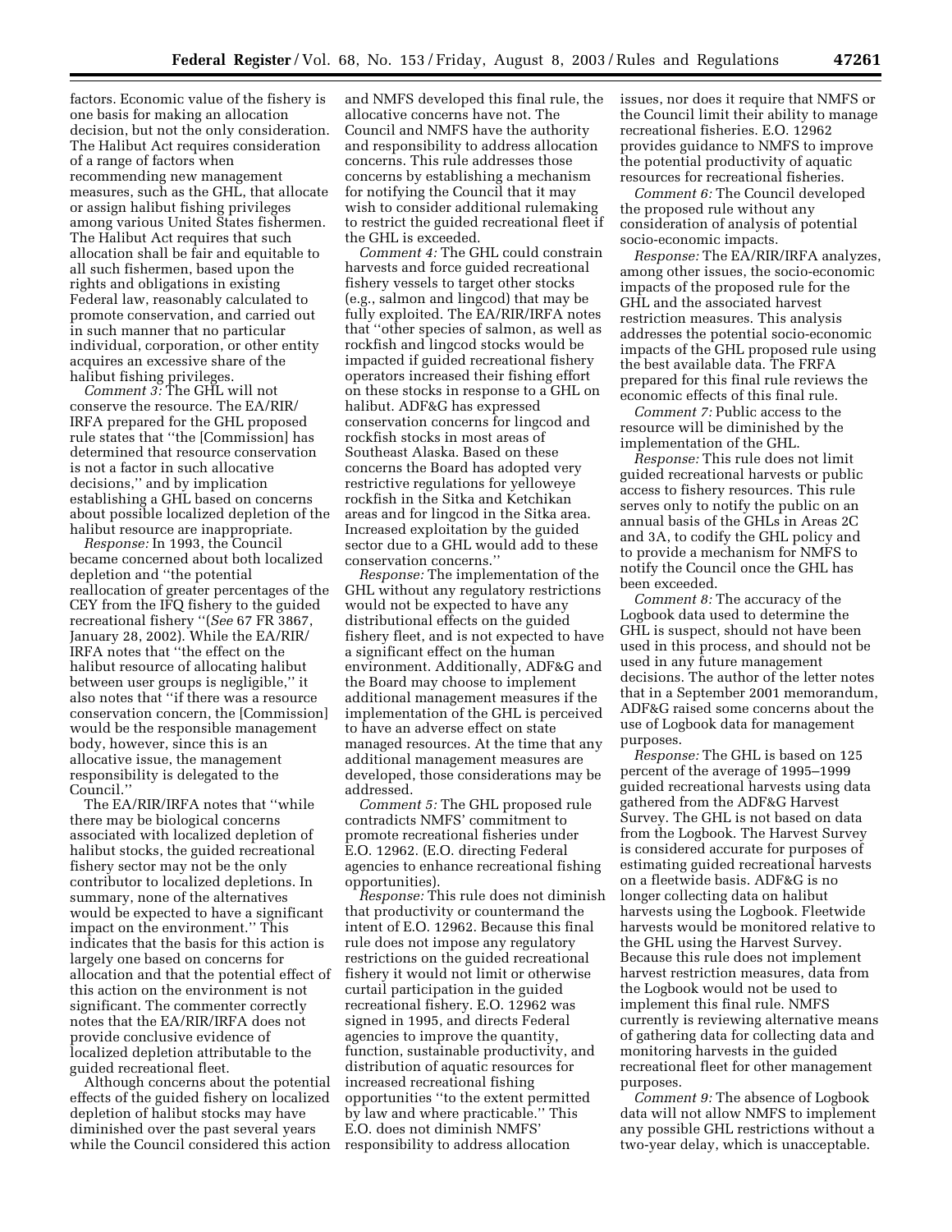factors. Economic value of the fishery is one basis for making an allocation decision, but not the only consideration. The Halibut Act requires consideration of a range of factors when recommending new management measures, such as the GHL, that allocate or assign halibut fishing privileges among various United States fishermen. The Halibut Act requires that such allocation shall be fair and equitable to all such fishermen, based upon the rights and obligations in existing Federal law, reasonably calculated to promote conservation, and carried out in such manner that no particular individual, corporation, or other entity acquires an excessive share of the halibut fishing privileges.

*Comment 3:* The GHL will not conserve the resource. The EA/RIR/IRFA prepared for the GHL proposed rule states that ''the [Commission] has determined that resource conservation is not a factor in such allocative decisions,'' and by implication establishing a GHL based on concerns about possible localized depletion of the halibut resource are inappropriate.

*Response:* In 1993, the Council became concerned about both localized depletion and ''the potential reallocation of greater percentages of the CEY from the IFQ fishery to the guided recreational fishery ''(*See* 67 FR 3867, January 28, 2002). While the EA/RIR/IRFA notes that ''the effect on the halibut resource of allocating halibut between user groups is negligible,'' it also notes that ''if there was a resource conservation concern, the [Commission] would be the responsible management body, however, since this is an allocative issue, the management responsibility is delegated to the Council.''

The EA/RIR/IRFA notes that ''while there may be biological concerns associated with localized depletion of halibut stocks, the guided recreational fishery sector may not be the only contributor to localized depletions. In summary, none of the alternatives would be expected to have a significant impact on the environment.'' This indicates that the basis for this action is largely one based on concerns for allocation and that the potential effect of this action on the environment is not significant. The commenter correctly notes that the EA/RIR/IRFA does not provide conclusive evidence of localized depletion attributable to the guided recreational fleet.

Although concerns about the potential effects of the guided fishery on localized depletion of halibut stocks may have diminished over the past several years while the Council considered this action and NMFS developed this final rule, the allocative concerns have not. The Council and NMFS have the authority and responsibility to address allocation concerns. This rule addresses those concerns by establishing a mechanism for notifying the Council that it may wish to consider additional rulemaking to restrict the guided recreational fleet if the GHL is exceeded.

*Comment 4:* The GHL could constrain harvests and force guided recreational fishery vessels to target other stocks (e.g., salmon and lingcod) that may be fully exploited. The EA/RIR/IRFA notes that ''other species of salmon, as well as rockfish and lingcod stocks would be impacted if guided recreational fishery operators increased their fishing effort on these stocks in response to a GHL on halibut. ADF&G has expressed conservation concerns for lingcod and rockfish stocks in most areas of Southeast Alaska. Based on these concerns the Board has adopted very restrictive regulations for yelloweye rockfish in the Sitka and Ketchikan areas and for lingcod in the Sitka area. Increased exploitation by the guided sector due to a GHL would add to these conservation concerns.''

*Response:* The implementation of the GHL without any regulatory restrictions would not be expected to have any distributional effects on the guided fishery fleet, and is not expected to have a significant effect on the human environment. Additionally, ADF&G and the Board may choose to implement additional management measures if the implementation of the GHL is perceived to have an adverse effect on state managed resources. At the time that any additional management measures are developed, those considerations may be addressed.

*Comment 5:* The GHL proposed rule contradicts NMFS' commitment to promote recreational fisheries under E.O. 12962. (E.O. directing Federal agencies to enhance recreational fishing opportunities).

*Response:* This rule does not diminish that productivity or countermand the intent of E.O. 12962. Because this final rule does not impose any regulatory restrictions on the guided recreational fishery it would not limit or otherwise curtail participation in the guided recreational fishery. E.O. 12962 was signed in 1995, and directs Federal agencies to improve the quantity, function, sustainable productivity, and distribution of aquatic resources for increased recreational fishing opportunities ''to the extent permitted by law and where practicable.'' This E.O. does not diminish NMFS' responsibility to address allocation issues, nor does it require that NMFS or the Council limit their ability to manage recreational fisheries. E.O. 12962 provides guidance to NMFS to improve the potential productivity of aquatic resources for recreational fisheries.

*Comment 6:* The Council developed the proposed rule without any consideration of analysis of potential socio-economic impacts.

*Response:* The EA/RIR/IRFA analyzes, among other issues, the socio-economic impacts of the proposed rule for the GHL and the associated harvest restriction measures. This analysis addresses the potential socio-economic impacts of the GHL proposed rule using the best available data. The FRFA prepared for this final rule reviews the economic effects of this final rule.

*Comment 7:* Public access to the resource will be diminished by the implementation of the GHL.

*Response:* This rule does not limit guided recreational harvests or public access to fishery resources. This rule serves only to notify the public on an annual basis of the GHLs in Areas 2C and 3A, to codify the GHL policy and to provide a mechanism for NMFS to notify the Council once the GHL has been exceeded.

*Comment 8:* The accuracy of the Logbook data used to determine the GHL is suspect, should not have been used in this process, and should not be used in any future management decisions. The author of the letter notes that in a September 2001 memorandum, ADF&G raised some concerns about the use of Logbook data for management purposes.

*Response:* The GHL is based on 125 percent of the average of 1995–1999 guided recreational harvests using data gathered from the ADF&G Harvest Survey. The GHL is not based on data from the Logbook. The Harvest Survey is considered accurate for purposes of estimating guided recreational harvests on a fleetwide basis. ADF&G is no longer collecting data on halibut harvests using the Logbook. Fleetwide harvests would be monitored relative to the GHL using the Harvest Survey. Because this rule does not implement harvest restriction measures, data from the Logbook would not be used to implement this final rule. NMFS currently is reviewing alternative means of gathering data for collecting data and monitoring harvests in the guided recreational fleet for other management purposes.

*Comment 9:* The absence of Logbook data will not allow NMFS to implement any possible GHL restrictions without a two-year delay, which is unacceptable.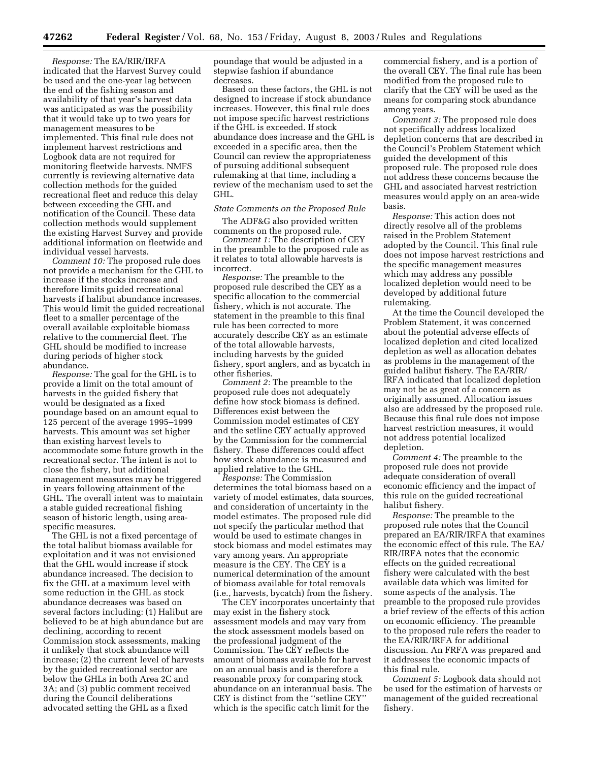*Response:* The EA/RIR/IRFA indicated that the Harvest Survey could be used and the one-year lag between the end of the fishing season and availability of that year's harvest data was anticipated as was the possibility that it would take up to two years for management measures to be implemented. This final rule does not implement harvest restrictions and Logbook data are not required for monitoring fleetwide harvests. NMFS currently is reviewing alternative data collection methods for the guided recreational fleet and reduce this delay between exceeding the GHL and notification of the Council. These data collection methods would supplement the existing Harvest Survey and provide additional information on fleetwide and individual vessel harvests.

*Comment 10:* The proposed rule does not provide a mechanism for the GHL to increase if the stocks increase and therefore limits guided recreational harvests if halibut abundance increases. This would limit the guided recreational fleet to a smaller percentage of the overall available exploitable biomass relative to the commercial fleet. The GHL should be modified to increase during periods of higher stock abundance.

*Response:* The goal for the GHL is to provide a limit on the total amount of harvests in the guided fishery that would be designated as a fixed poundage based on an amount equal to 125 percent of the average 1995–1999 harvests. This amount was set higher than existing harvest levels to accommodate some future growth in the recreational sector. The intent is not to close the fishery, but additional management measures may be triggered in years following attainment of the GHL. The overall intent was to maintain a stable guided recreational fishing season of historic length, using area-specific measures.

The GHL is not a fixed percentage of the total halibut biomass available for exploitation and it was not envisioned that the GHL would increase if stock abundance increased. The decision to fix the GHL at a maximum level with some reduction in the GHL as stock abundance decreases was based on several factors including: (1) Halibut are believed to be at high abundance but are declining, according to recent Commission stock assessments, making it unlikely that stock abundance will increase; (2) the current level of harvests by the guided recreational sector are below the GHLs in both Area 2C and 3A; and (3) public comment received during the Council deliberations advocated setting the GHL as a fixed poundage that would be adjusted in a stepwise fashion if abundance decreases.

Based on these factors, the GHL is not designed to increase if stock abundance increases. However, this final rule does not impose specific harvest restrictions if the GHL is exceeded. If stock abundance does increase and the GHL is exceeded in a specific area, then the Council can review the appropriateness of pursuing additional subsequent rulemaking at that time, including a review of the mechanism used to set the GHL.

### *State Comments on the Proposed Rule*

The ADF&G also provided written comments on the proposed rule.

*Comment 1:* The description of CEY in the preamble to the proposed rule as it relates to total allowable harvests is incorrect.

*Response:* The preamble to the proposed rule described the CEY as a specific allocation to the commercial fishery, which is not accurate. The statement in the preamble to this final rule has been corrected to more accurately describe CEY as an estimate of the total allowable harvests, including harvests by the guided fishery, sport anglers, and as bycatch in other fisheries.

*Comment 2:* The preamble to the proposed rule does not adequately define how stock abundance is defined. Differences exist between the Commission model estimates of CEY and the setline CEY actually approved by the Commission for the commercial fishery. These differences could affect how stock abundance is measured and applied relative to the GHL.

*Response:* The Commission determines the total biomass based on a variety of model estimates, data sources, and consideration of uncertainty in the model estimates. The proposed rule did not specify the particular method that would be used to estimate changes in stock biomass and model estimates may vary among years. An appropriate measure is the CEY. The CEY is a numerical determination of the amount of biomass available for total removals (i.e., harvests, bycatch) from the fishery.

The CEY incorporates uncertainty that may exist in the fishery stock assessment models and may vary from the stock assessment models based on the professional judgment of the Commission. The CEY reflects the amount of biomass available for harvest on an annual basis and is therefore a reasonable proxy for comparing stock abundance on an interannual basis. The CEY is distinct from the ''setline CEY'' which is the specific catch limit for the commercial fishery, and is a portion of the overall CEY. The final rule has been modified from the proposed rule to clarify that the CEY will be used as the means for comparing stock abundance among years.

*Comment 3:* The proposed rule does not specifically address localized depletion concerns that are described in the Council's Problem Statement which guided the development of this proposed rule. The proposed rule does not address these concerns because the GHL and associated harvest restriction measures would apply on an area-wide basis.

*Response:* This action does not directly resolve all of the problems raised in the Problem Statement adopted by the Council. This final rule does not impose harvest restrictions and the specific management measures which may address any possible localized depletion would need to be developed by additional future rulemaking.

At the time the Council developed the Problem Statement, it was concerned about the potential adverse effects of localized depletion and cited localized depletion as well as allocation debates as problems in the management of the guided halibut fishery. The EA/RIR/IRFA indicated that localized depletion may not be as great of a concern as originally assumed. Allocation issues also are addressed by the proposed rule. Because this final rule does not impose harvest restriction measures, it would not address potential localized depletion.

*Comment 4:* The preamble to the proposed rule does not provide adequate consideration of overall economic efficiency and the impact of this rule on the guided recreational halibut fishery.

*Response:* The preamble to the proposed rule notes that the Council prepared an EA/RIR/IRFA that examines the economic effect of this rule. The EA/RIR/IRFA notes that the economic effects on the guided recreational fishery were calculated with the best available data which was limited for some aspects of the analysis. The preamble to the proposed rule provides a brief review of the effects of this action on economic efficiency. The preamble to the proposed rule refers the reader to the EA/RIR/IRFA for additional discussion. An FRFA was prepared and it addresses the economic impacts of this final rule.

*Comment 5:* Logbook data should not be used for the estimation of harvests or management of the guided recreational fishery.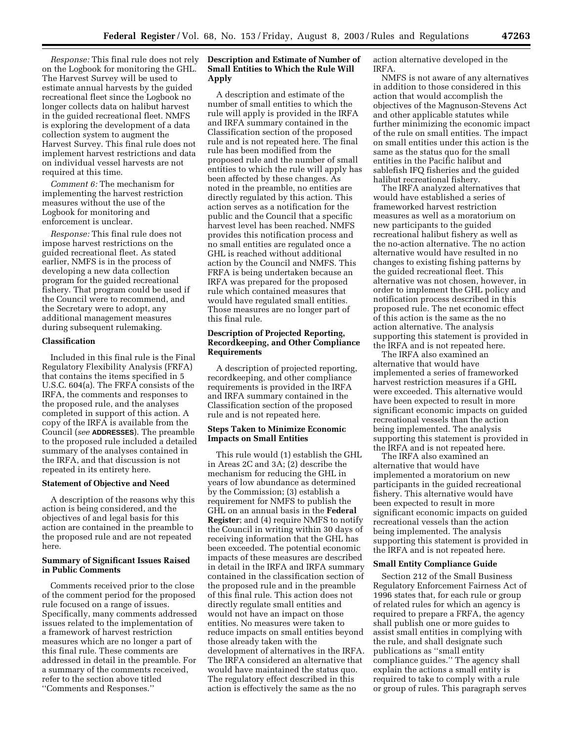*Response:* This final rule does not rely on the Logbook for monitoring the GHL. The Harvest Survey will be used to estimate annual harvests by the guided recreational fleet since the Logbook no longer collects data on halibut harvest in the guided recreational fleet. NMFS is exploring the development of a data collection system to augment the Harvest Survey. This final rule does not implement harvest restrictions and data on individual vessel harvests are not required at this time.

*Comment 6:* The mechanism for implementing the harvest restriction measures without the use of the Logbook for monitoring and enforcement is unclear.

*Response:* This final rule does not impose harvest restrictions on the guided recreational fleet. As stated earlier, NMFS is in the process of developing a new data collection program for the guided recreational fishery. That program could be used if the Council were to recommend, and the Secretary were to adopt, any additional management measures during subsequent rulemaking.

## Classification

Included in this final rule is the Final Regulatory Flexibility Analysis (FRFA) that contains the items specified in 5 U.S.C. 604(a). The FRFA consists of the IRFA, the comments and responses to the proposed rule, and the analyses completed in support of this action. A copy of the IRFA is available from the Council (*see* **ADDRESSES**). The preamble to the proposed rule included a detailed summary of the analyses contained in the IRFA, and that discussion is not repeated in its entirety here.

### Statement of Objective and Need

A description of the reasons why this action is being considered, and the objectives of and legal basis for this action are contained in the preamble to the proposed rule and are not repeated here.

### Summary of Significant Issues Raised in Public Comments

Comments received prior to the close of the comment period for the proposed rule focused on a range of issues. Specifically, many comments addressed issues related to the implementation of a framework of harvest restriction measures which are no longer a part of this final rule. These comments are addressed in detail in the preamble. For a summary of the comments received, refer to the section above titled ''Comments and Responses.''

### Description and Estimate of Number of Small Entities to Which the Rule Will Apply

A description and estimate of the number of small entities to which the rule will apply is provided in the IRFA and IRFA summary contained in the Classification section of the proposed rule and is not repeated here. The final rule has been modified from the proposed rule and the number of small entities to which the rule will apply has been affected by these changes. As noted in the preamble, no entities are directly regulated by this action. This action serves as a notification for the public and the Council that a specific harvest level has been reached. NMFS provides this notification process and no small entities are regulated once a GHL is reached without additional action by the Council and NMFS. This FRFA is being undertaken because an IRFA was prepared for the proposed rule which contained measures that would have regulated small entities. Those measures are no longer part of this final rule.

### Description of Projected Reporting, Recordkeeping, and Other Compliance Requirements

A description of projected reporting, recordkeeping, and other compliance requirements is provided in the IRFA and IRFA summary contained in the Classification section of the proposed rule and is not repeated here.

### Steps Taken to Minimize Economic Impacts on Small Entities

This rule would (1) establish the GHL in Areas 2C and 3A; (2) describe the mechanism for reducing the GHL in years of low abundance as determined by the Commission; (3) establish a requirement for NMFS to publish the GHL on an annual basis in the **Federal Register**; and (4) require NMFS to notify the Council in writing within 30 days of receiving information that the GHL has been exceeded. The potential economic impacts of these measures are described in detail in the IRFA and IRFA summary contained in the classification section of the proposed rule and in the preamble of this final rule. This action does not directly regulate small entities and would not have an impact on those entities. No measures were taken to reduce impacts on small entities beyond those already taken with the development of alternatives in the IRFA. The IRFA considered an alternative that would have maintained the status quo. The regulatory effect described in this action is effectively the same as the no action alternative developed in the IRFA.

NMFS is not aware of any alternatives in addition to those considered in this action that would accomplish the objectives of the Magnuson-Stevens Act and other applicable statutes while further minimizing the economic impact of the rule on small entities. The impact on small entities under this action is the same as the status quo for the small entities in the Pacific halibut and sablefish IFQ fisheries and the guided halibut recreational fishery.

The IRFA analyzed alternatives that would have established a series of frameworked harvest restriction measures as well as a moratorium on new participants to the guided recreational halibut fishery as well as the no-action alternative. The no action alternative would have resulted in no changes to existing fishing patterns by the guided recreational fleet. This alternative was not chosen, however, in order to implement the GHL policy and notification process described in this proposed rule. The net economic effect of this action is the same as the no action alternative. The analysis supporting this statement is provided in the IRFA and is not repeated here.

The IRFA also examined an alternative that would have implemented a series of frameworked harvest restriction measures if a GHL were exceeded. This alternative would have been expected to result in more significant economic impacts on guided recreational vessels than the action being implemented. The analysis supporting this statement is provided in the IRFA and is not repeated here.

The IRFA also examined an alternative that would have implemented a moratorium on new participants in the guided recreational fishery. This alternative would have been expected to result in more significant economic impacts on guided recreational vessels than the action being implemented. The analysis supporting this statement is provided in the IRFA and is not repeated here.

### Small Entity Compliance Guide

Section 212 of the Small Business Regulatory Enforcement Fairness Act of 1996 states that, for each rule or group of related rules for which an agency is required to prepare a FRFA, the agency shall publish one or more guides to assist small entities in complying with the rule, and shall designate such publications as ''small entity compliance guides.'' The agency shall explain the actions a small entity is required to take to comply with a rule or group of rules. This paragraph serves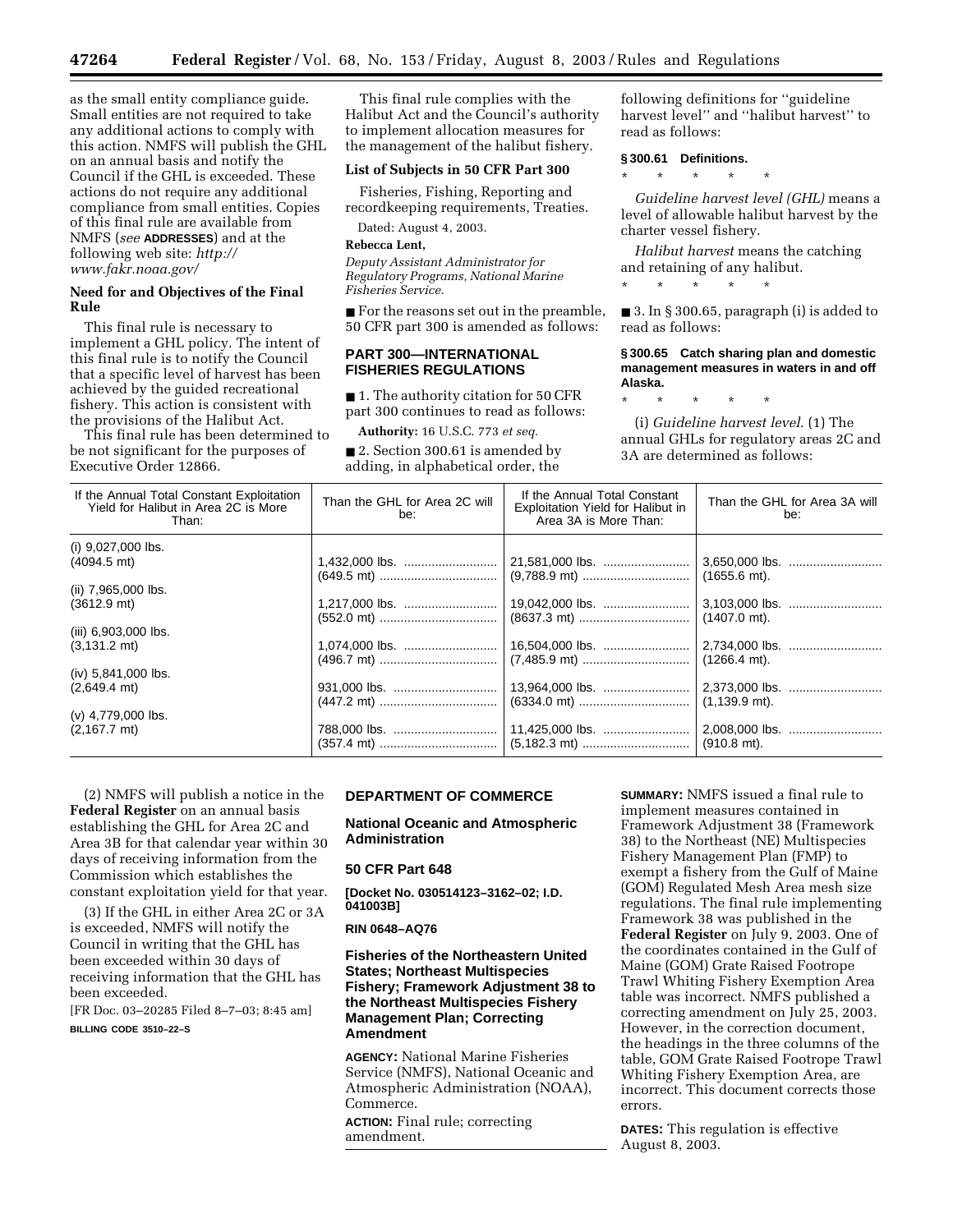as the small entity compliance guide. Small entities are not required to take any additional actions to comply with this action. NMFS will publish the GHL on an annual basis and notify the Council if the GHL is exceeded. These actions do not require any additional compliance from small entities. Copies of this final rule are available from NMFS (*see* **ADDRESSES**) and at the following web site: *http://www.fakr.noaa.gov/*

**Need for and Objectives of the Final Rule**

This final rule is necessary to implement a GHL policy. The intent of this final rule is to notify the Council that a specific level of harvest has been achieved by the guided recreational fishery. This action is consistent with the provisions of the Halibut Act.

This final rule has been determined to be not significant for the purposes of Executive Order 12866.

This final rule complies with the Halibut Act and the Council's authority to implement allocation measures for the management of the halibut fishery.

**List of Subjects in 50 CFR Part 300**

Fisheries, Fishing, Reporting and recordkeeping requirements, Treaties.

Dated: August 4, 2003.

**Rebecca Lent,**

*Deputy Assistant Administrator for Regulatory Programs, National Marine Fisheries Service.*

■ For the reasons set out in the preamble, 50 CFR part 300 is amended as follows:

## PART 300—INTERNATIONAL FISHERIES REGULATIONS

■ 1. The authority citation for 50 CFR part 300 continues to read as follows:

**Authority:** 16 U.S.C. 773 *et seq.*

■ 2. Section 300.61 is amended by adding, in alphabetical order, the following definitions for ''guideline harvest level'' and ''halibut harvest'' to read as follows:

**§ 300.61 Definitions.**

\* \* \* \* \*

*Guideline harvest level (GHL)* means a level of allowable halibut harvest by the charter vessel fishery.

*Halibut harvest* means the catching and retaining of any halibut.

\* \* \* \* \*

■ 3. In § 300.65, paragraph (i) is added to read as follows:

**§ 300.65 Catch sharing plan and domestic management measures in waters in and off Alaska.**

\* \* \* \* \*

(i) *Guideline harvest level.* (1) The annual GHLs for regulatory areas 2C and 3A are determined as follows:

| If the Annual Total Constant Exploitation Yield for Halibut in Area 2C is More Than: | Than the GHL for Area 2C will be: | If the Annual Total Constant Exploitation Yield for Halibut in Area 3A is More Than: | Than the GHL for Area 3A will be: |
|---|---|---|---|
| (i) 9,027,000 lbs. (4094.5 mt) | 1,432,000 lbs. (649.5 mt) | 21,581,000 lbs. (9,788.9 mt) | 3,650,000 lbs. (1655.6 mt). |
| (ii) 7,965,000 lbs. (3612.9 mt) | 1,217,000 lbs. (552.0 mt) | 19,042,000 lbs. (8637.3 mt) | 3,103,000 lbs. (1407.0 mt). |
| (iii) 6,903,000 lbs. (3,131.2 mt) | 1,074,000 lbs. (496.7 mt) | 16,504,000 lbs. (7,485.9 mt) | 2,734,000 lbs. (1266.4 mt). |
| (iv) 5,841,000 lbs. (2,649.4 mt) | 931,000 lbs. (447.2 mt) | 13,964,000 lbs. (6334.0 mt) | 2,373,000 lbs. (1,139.9 mt). |
| (v) 4,779,000 lbs. (2,167.7 mt) | 788,000 lbs. (357.4 mt) | 11,425,000 lbs. (5,182.3 mt) | 2,008,000 lbs. (910.8 mt). |

(2) NMFS will publish a notice in the **Federal Register** on an annual basis establishing the GHL for Area 2C and Area 3B for that calendar year within 30 days of receiving information from the Commission which establishes the constant exploitation yield for that year.

(3) If the GHL in either Area 2C or 3A is exceeded, NMFS will notify the Council in writing that the GHL has been exceeded within 30 days of receiving information that the GHL has been exceeded.

[FR Doc. 03–20285 Filed 8–7–03; 8:45 am]

**BILLING CODE 3510–22–S**

## DEPARTMENT OF COMMERCE

## National Oceanic and Atmospheric Administration

## 50 CFR Part 648

**[Docket No. 030514123–3162–02; I.D. 041003B]**

**RIN 0648–AQ76**

## Fisheries of the Northeastern United States; Northeast Multispecies Fishery; Framework Adjustment 38 to the Northeast Multispecies Fishery Management Plan; Correcting Amendment

**AGENCY:** National Marine Fisheries Service (NMFS), National Oceanic and Atmospheric Administration (NOAA), Commerce.

**ACTION:** Final rule; correcting amendment.

**SUMMARY:** NMFS issued a final rule to implement measures contained in Framework Adjustment 38 (Framework 38) to the Northeast (NE) Multispecies Fishery Management Plan (FMP) to exempt a fishery from the Gulf of Maine (GOM) Regulated Mesh Area mesh size regulations. The final rule implementing Framework 38 was published in the **Federal Register** on July 9, 2003. One of the coordinates contained in the Gulf of Maine (GOM) Grate Raised Footrope Trawl Whiting Fishery Exemption Area table was incorrect. NMFS published a correcting amendment on July 25, 2003. However, in the correction document, the headings in the three columns of the table, GOM Grate Raised Footrope Trawl Whiting Fishery Exemption Area, are incorrect. This document corrects those errors.

**DATES:** This regulation is effective August 8, 2003.